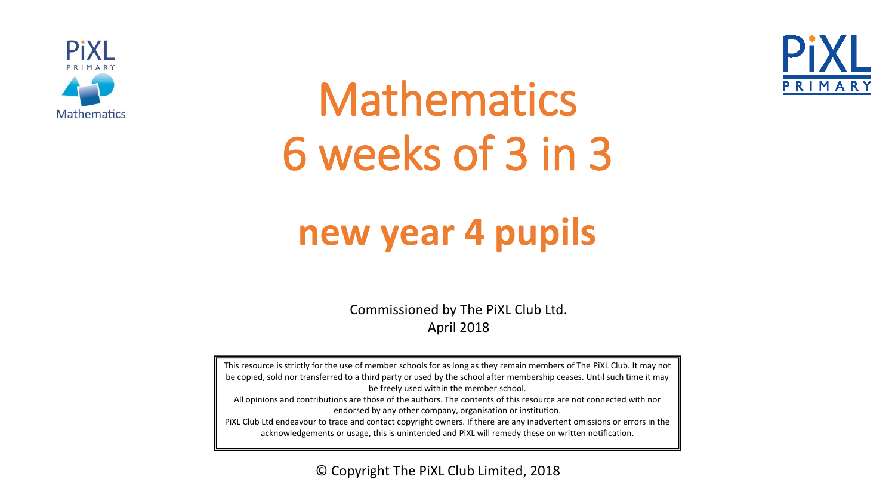# Mathematics 6 weeks of 3 in 3

## new year 4 pupils

Commissioned by The PiXL Club Ltd.
April 2018

This resource is strictly for the use of member schools for as long as they remain members of The PiXL Club. It may not be copied, sold nor transferred to a third party or used by the school after membership ceases. Until such time it may be freely used within the member school.
All opinions and contributions are those of the authors. The contents of this resource are not connected with nor endorsed by any other company, organisation or institution.
PiXL Club Ltd endeavour to trace and contact copyright owners. If there are any inadvertent omissions or errors in the acknowledgements or usage, this is unintended and PiXL will remedy these on written notification.

© Copyright The PiXL Club Limited, 2018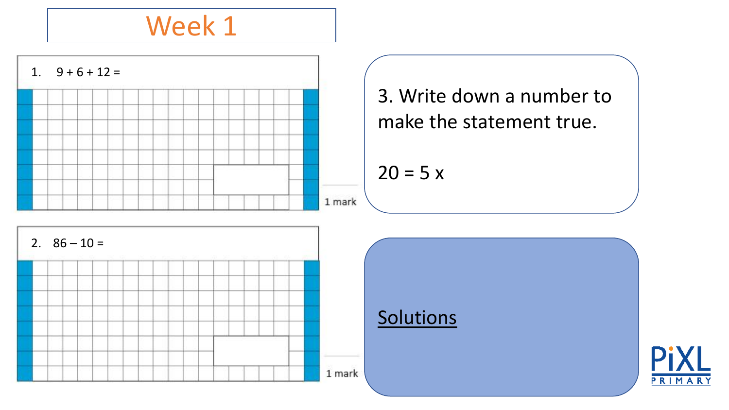# Week 1

1. $9 + 6 + 12 =$

1 mark

2. $86 - 10 =$

1 mark

3. Write down a number to make the statement true.

$20 = 5 \times$

<u>Solutions</u>

PiXL PRIMARY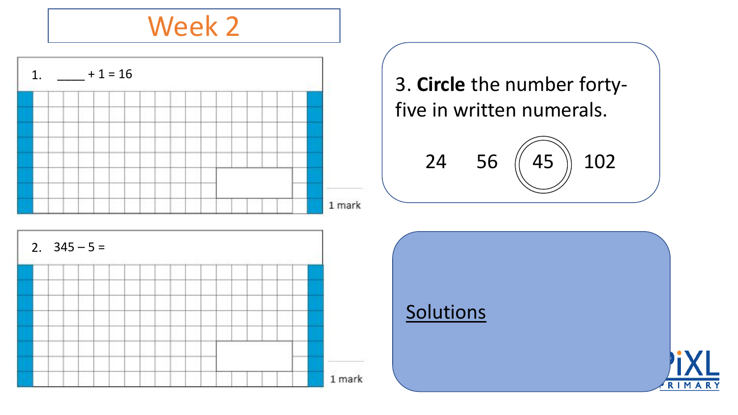# Week 2

1. ____ + 1 = 16

1 mark

2. 345 – 5 =

1 mark

3. **Circle** the number forty-five in written numerals.

24 &nbsp;&nbsp; 56 &nbsp;&nbsp; 45 &nbsp;&nbsp; 102

Solutions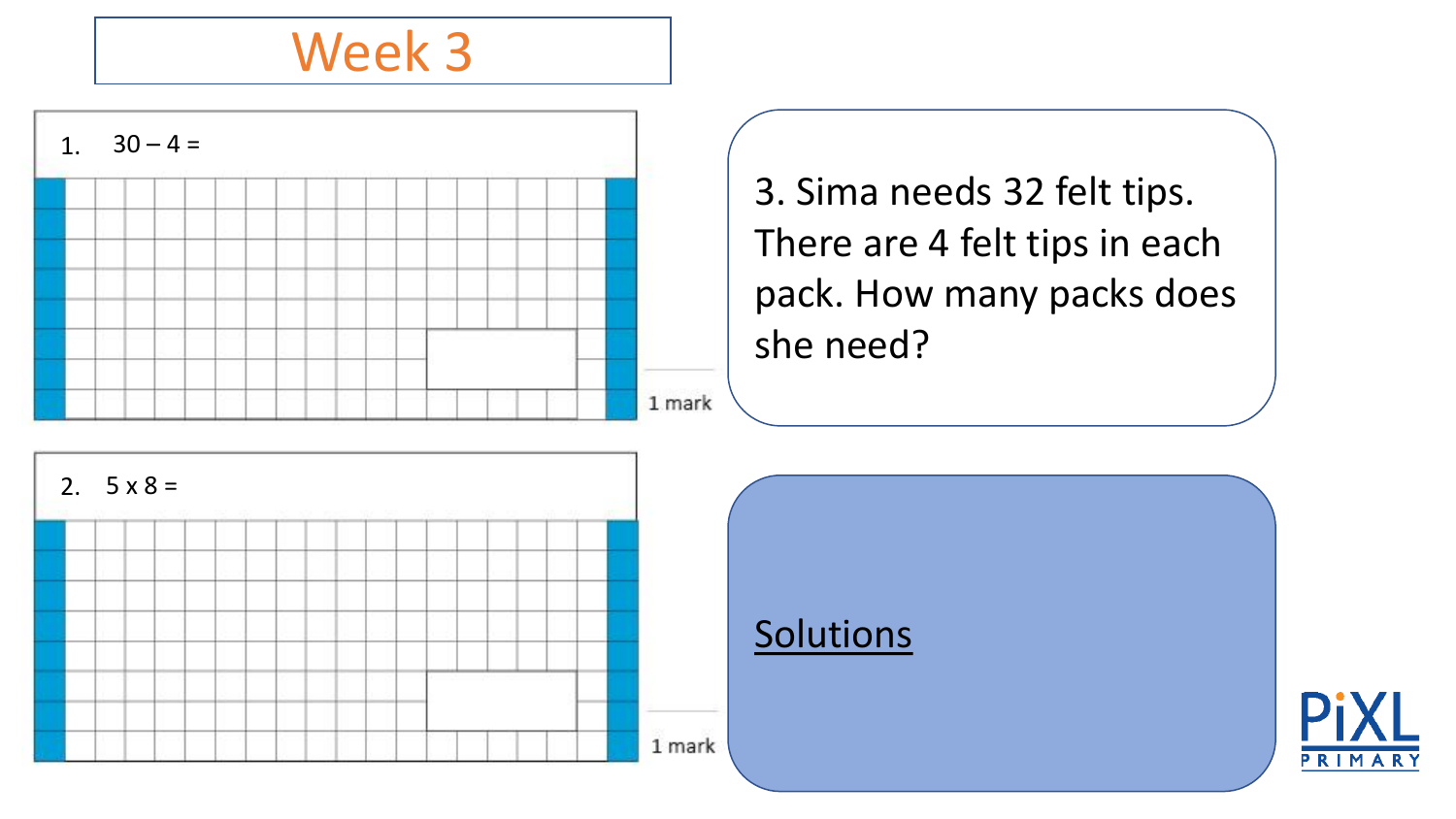# Week 3

1. $30 - 4 =$

1 mark

2. $5 \times 8 =$

1 mark

3. Sima needs 32 felt tips. There are 4 felt tips in each pack. How many packs does she need?

Solutions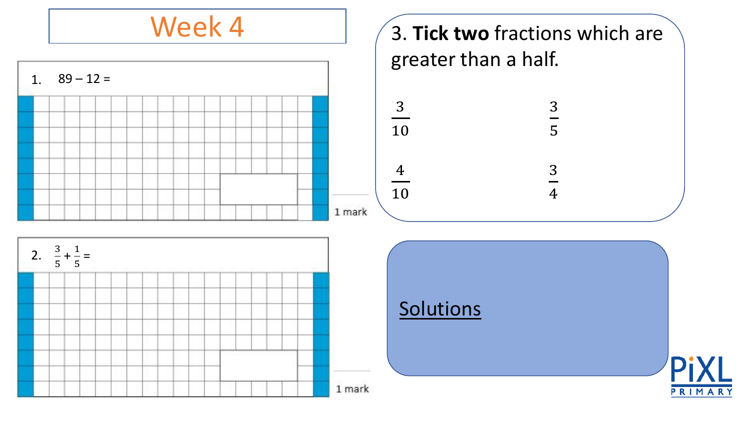# Week 4

1. $89 - 12 =$

1 mark

2. $\frac{3}{5} + \frac{1}{5} =$

1 mark

3. **Tick two** fractions which are greater than a half.

$\frac{3}{10}$ $\frac{3}{5}$

$\frac{4}{10}$ $\frac{3}{4}$

Solutions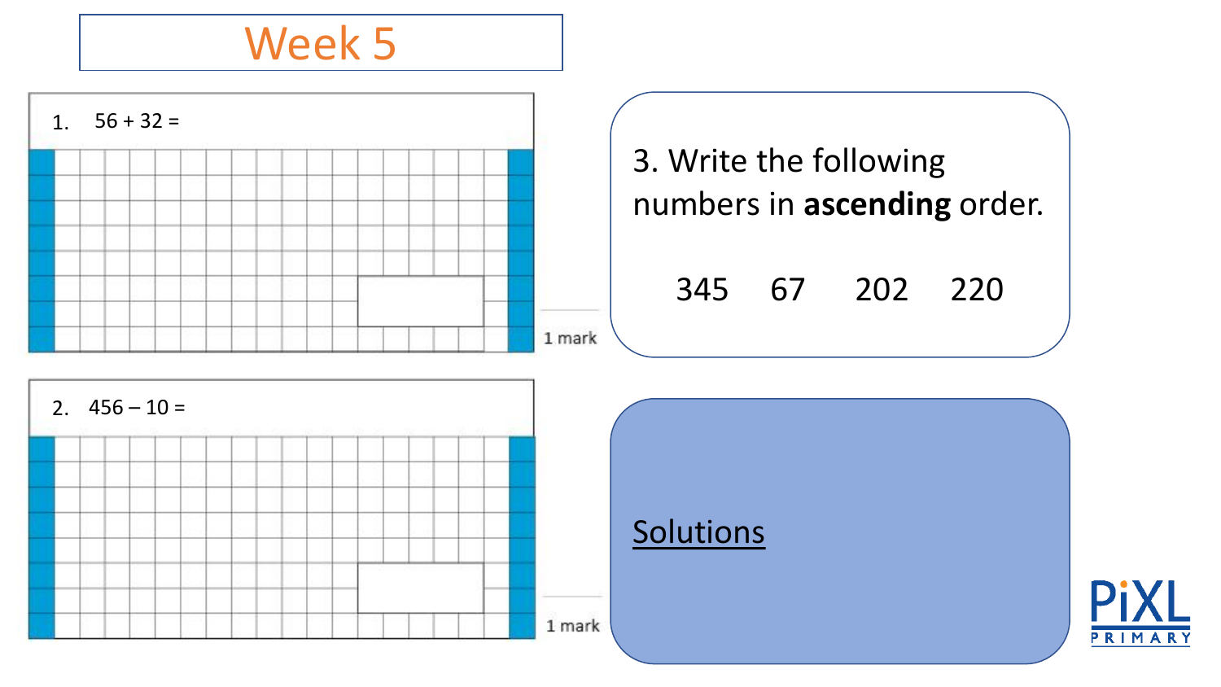# Week 5

1. 56 + 32 =

1 mark

2. 456 – 10 =

1 mark

3. Write the following numbers in **ascending** order.

345 67 202 220

Solutions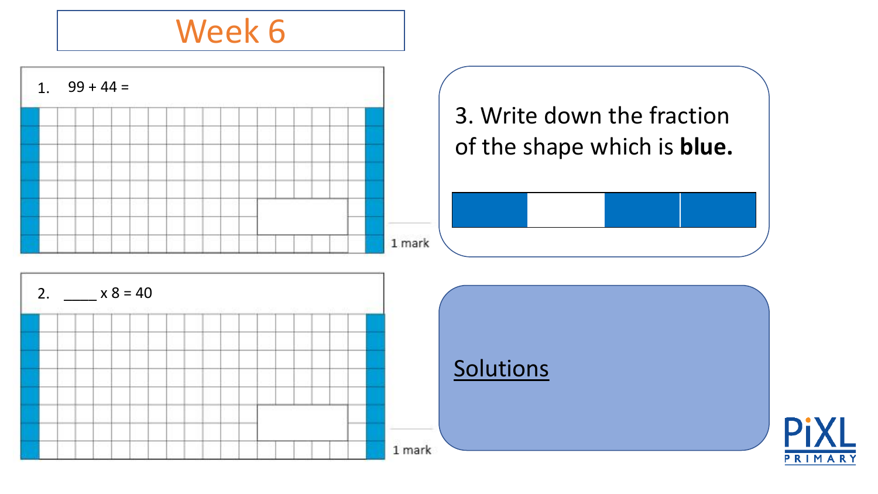# Week 6

1. 99 + 44 =

1 mark

2. ____ x 8 = 40

1 mark

3. Write down the fraction of the shape which is **blue.**

Solutions